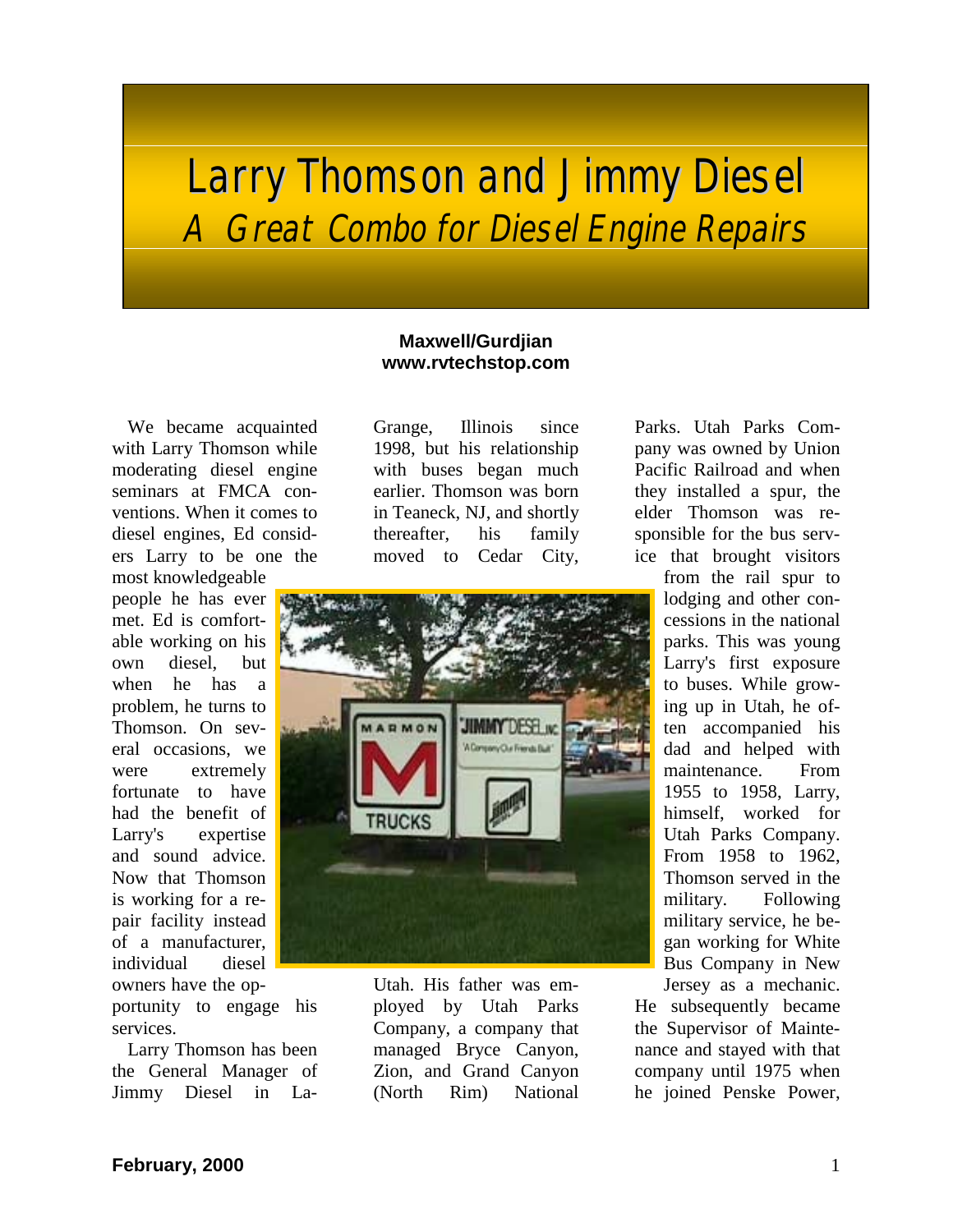# Larry Thomson and Jimmy Diesel

## *A Great Combo for Diesel Engine Repairs*

**Maxwell/Gurdjian**
**www.rvtechstop.com**

We became acquainted with Larry Thomson while moderating diesel engine seminars at FMCA conventions. When it comes to diesel engines, Ed considers Larry to be one the most knowledgeable people he has ever met. Ed is comfortable working on his own diesel, but when he has a problem, he turns to Thomson. On several occasions, we were extremely fortunate to have had the benefit of Larry's expertise and sound advice. Now that Thomson is working for a repair facility instead of a manufacturer, individual diesel owners have the opportunity to engage his services.

Larry Thomson has been the General Manager of Jimmy Diesel in LaGrange, Illinois since 1998, but his relationship with buses began much earlier. Thomson was born in Teaneck, NJ, and shortly thereafter, his family moved to Cedar City, Utah. His father was employed by Utah Parks Company, a company that managed Bryce Canyon, Zion, and Grand Canyon (North Rim) National Parks. Utah Parks Company was owned by Union Pacific Railroad and when they installed a spur, the elder Thomson was responsible for the bus service that brought visitors from the rail spur to lodging and other concessions in the national parks. This was young Larry's first exposure to buses. While growing up in Utah, he often accompanied his dad and helped with maintenance. From 1955 to 1958, Larry, himself, worked for Utah Parks Company. From 1958 to 1962, Thomson served in the military. Following military service, he began working for White Bus Company in New Jersey as a mechanic. He subsequently became the Supervisor of Maintenance and stayed with that company until 1975 when he joined Penske Power,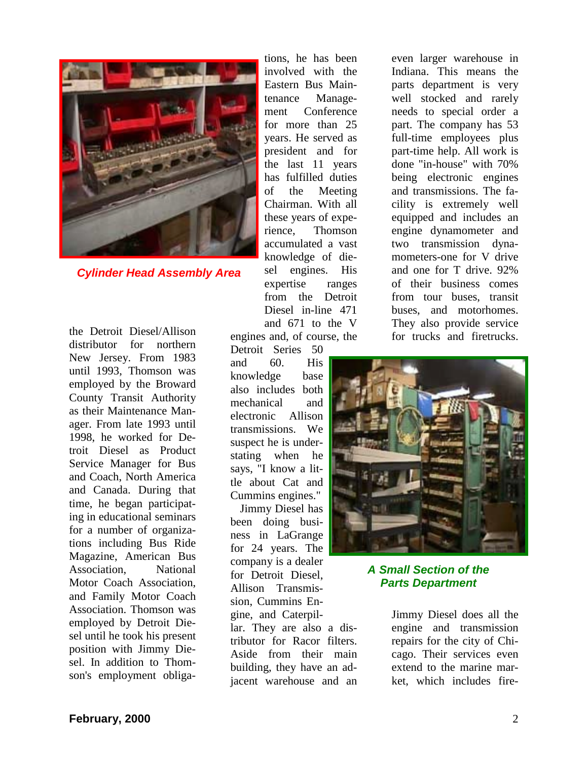*Cylinder Head Assembly Area*

the Detroit Diesel/Allison distributor for northern New Jersey. From 1983 until 1993, Thomson was employed by the Broward County Transit Authority as their Maintenance Manager. From late 1993 until 1998, he worked for Detroit Diesel as Product Service Manager for Bus and Coach, North America and Canada. During that time, he began participating in educational seminars for a number of organizations including Bus Ride Magazine, American Bus Association, National Motor Coach Association, and Family Motor Coach Association. Thomson was employed by Detroit Diesel until he took his present position with Jimmy Diesel. In addition to Thomson's employment obligations, he has been involved with the Eastern Bus Maintenance Management Conference for more than 25 years. He served as president and for the last 11 years has fulfilled duties of the Meeting Chairman. With all these years of experience, Thomson accumulated a vast knowledge of diesel engines. His expertise ranges from the Detroit Diesel in-line 471 and 671 to the V engines and, of course, the Detroit Series 50 and 60. His knowledge base also includes both mechanical and electronic Allison transmissions. We suspect he is understating when he says, "I know a little about Cat and Cummins engines."

Jimmy Diesel has been doing business in LaGrange for 24 years. The company is a dealer for Detroit Diesel, Allison Transmission, Cummins Engine, and Caterpillar. They are also a distributor for Racor filters. Aside from their main building, they have an adjacent warehouse and an even larger warehouse in Indiana. This means the parts department is very well stocked and rarely needs to special order a part. The company has 53 full-time employees plus part-time help. All work is done "in-house" with 70% being electronic engines and transmissions. The facility is extremely well equipped and includes an engine dynamometer and two transmission dynamometers-one for V drive and one for T drive. 92% of their business comes from tour buses, transit buses, and motorhomes. They also provide service for trucks and firetrucks.

*A Small Section of the Parts Department*

Jimmy Diesel does all the engine and transmission repairs for the city of Chicago. Their services even extend to the marine market, which includes fire-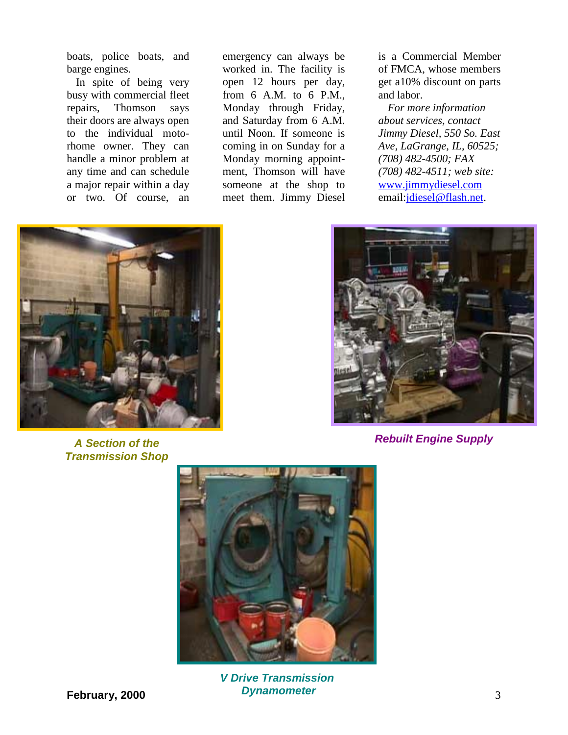boats, police boats, and barge engines.

In spite of being very busy with commercial fleet repairs, Thomson says their doors are always open to the individual motorhome owner. They can handle a minor problem at any time and can schedule a major repair within a day or two. Of course, an emergency can always be worked in. The facility is open 12 hours per day, from 6 A.M. to 6 P.M., Monday through Friday, and Saturday from 6 A.M. until Noon. If someone is coming in on Sunday for a Monday morning appointment, Thomson will have someone at the shop to meet them. Jimmy Diesel is a Commercial Member of FMCA, whose members get a10% discount on parts and labor.

*For more information about services, contact Jimmy Diesel, 550 So. East Ave, LaGrange, IL, 60525; (708) 482-4500; FAX (708) 482-4511; web site:* www.jimmydiesel.com email:jdiesel@flash.net.

***A Section of the Transmission Shop***

***Rebuilt Engine Supply***

***V Drive Transmission Dynamometer***

**February, 2000**